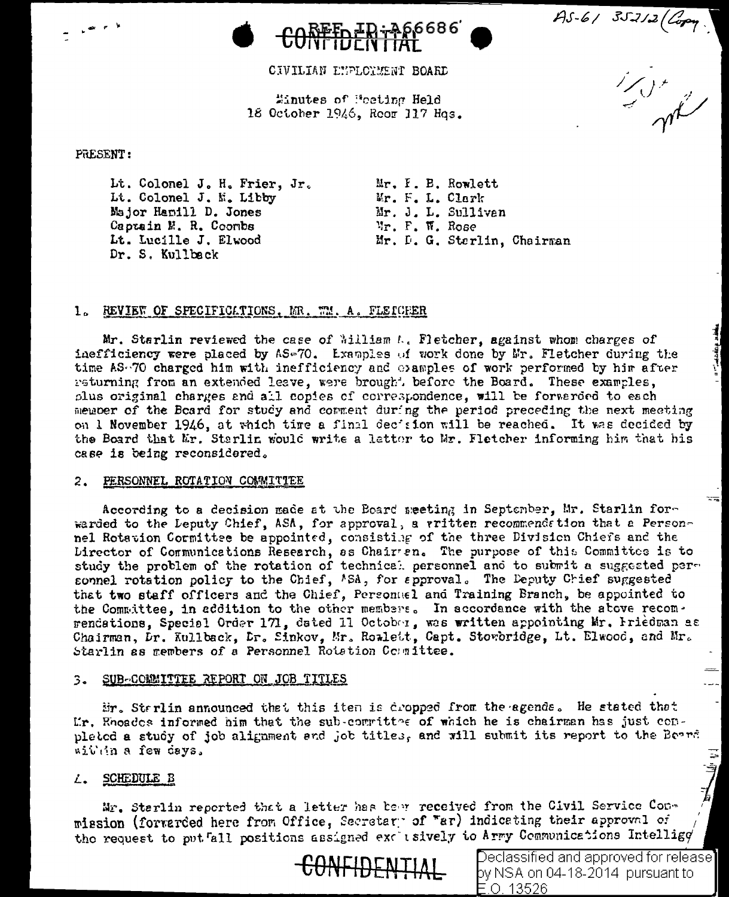REF ID:A66686

CONFIDENTIAL

AS-61 35212 (Copy)

CIVILIAN EMPLOYMENT BOARD

Minutes of Meeting Held
18 October 1946, Room 117 Hqs.

PRESENT:

Lt. Colonel J. H. Frier, Jr.
Lt. Colonel J. N. Libby
Major Hamill D. Jones
Captain M. R. Coombs
Lt. Lucille J. Elwood
Dr. S. Kullback

Mr. F. B. Rowlett
Mr. F. L. Clark
Mr. J. L. Sullivan
Mr. F. W. Rose
Mr. D. G. Sterlin, Chairman

1. REVIEW OF SPECIFICATIONS, MR. WM. A. FLETCHER

Mr. Sterlin reviewed the case of William A. Fletcher, against whom charges of inefficiency were placed by AS-70. Examples of work done by Mr. Fletcher during the time AS-70 charged him with inefficiency and examples of work performed by him after returning from an extended leave, were brought before the Board. These examples, plus original charges and all copies of correspondence, will be forwarded to each member of the Board for study and comment during the period preceding the next meeting on 1 November 1946, at which time a final decision will be reached. It was decided by the Board that Mr. Sterlin would write a letter to Mr. Fletcher informing him that his case is being reconsidered.

2. PERSONNEL ROTATION COMMITTEE

According to a decision made at the Board meeting in September, Mr. Sterlin forwarded to the Deputy Chief, ASA, for approval, a written recommendation that a Personnel Rotation Committee be appointed, consisting of the three Division Chiefs and the Director of Communications Research, as Chairman. The purpose of this Committee is to study the problem of the rotation of technical personnel and to submit a suggested personnel rotation policy to the Chief, ASA, for approval. The Deputy Chief suggested that two staff officers and the Chief, Personnel and Training Branch, be appointed to the Committee, in addition to the other members. In accordance with the above recommendations, Special Order 171, dated 11 October, was written appointing Mr. Friedman as Chairman, Dr. Kullback, Dr. Sinkov, Mr. Rowlett, Capt. Stowbridge, Lt. Elwood, and Mr. Sterlin as members of a Personnel Rotation Committee.

3. SUB-COMMITTEE REPORT ON JOB TITLES

Mr. Sterlin announced that this item is dropped from the agenda. He stated that Mr. Rhoades informed him that the sub-committee of which he is chairman has just completed a study of job alignment and job titles, and will submit its report to the Board within a few days.

4. SCHEDULE B

Mr. Sterlin reported that a letter has been received from the Civil Service Commission (forwarded here from Office, Secretary of War) indicating their approval of the request to put all positions assigned exclusively to Army Communications Intellig

CONFIDENTIAL

Declassified and approved for release by NSA on 04-18-2014 pursuant to E.O. 13526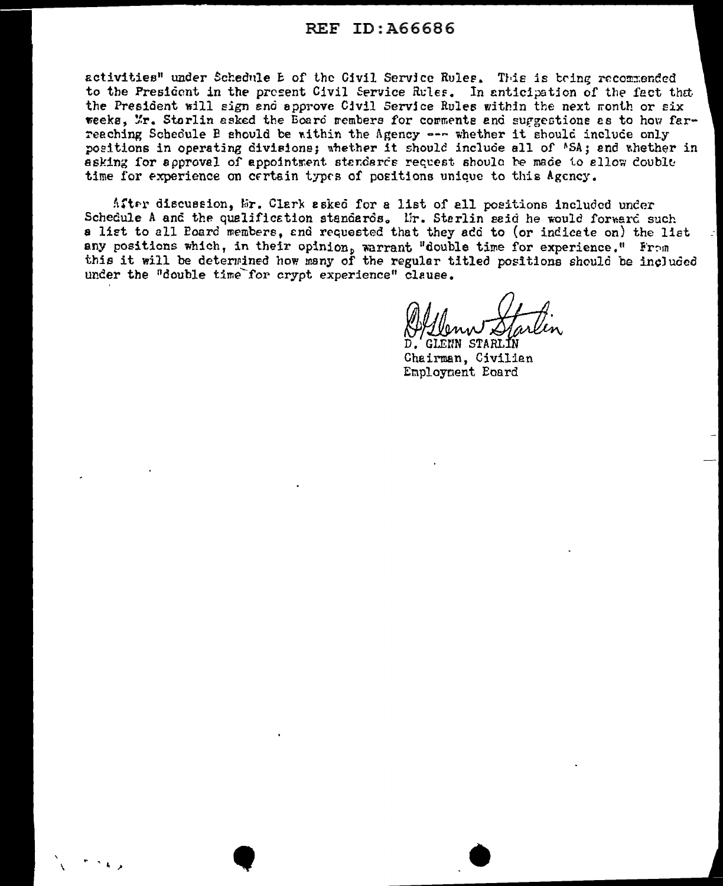activities" under Schedule B of the Civil Service Rules. This is being recommended to the President in the present Civil Service Rules. In anticipation of the fact that the President will sign and approve Civil Service Rules within the next month or six weeks, Mr. Starlin asked the Board members for comments and suggestions as to how far-reaching Schedule B should be within the Agency --- whether it should include only positions in operating divisions; whether it should include all of NSA; and whether in asking for approval of appointment standards request should be made to allow double time for experience on certain types of positions unique to this Agency.

After discussion, Mr. Clark asked for a list of all positions included under Schedule A and the qualification standards. Mr. Starlin said he would forward such a list to all Board members, and requested that they add to (or indicate on) the list any positions which, in their opinion, warrant "double time for experience." From this it will be determined how many of the regular titled positions should be included under the "double time for crypt experience" clause.

D. Glenn Starlin

D. GLENN STARLIN
Chairman, Civilian
Employment Board